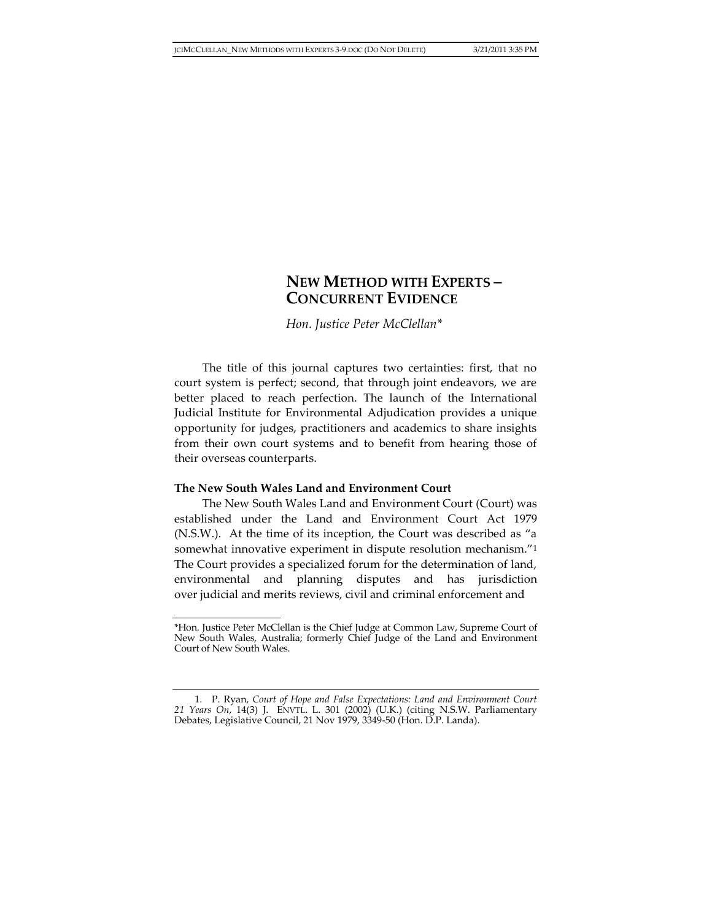# NEW METHOD WITH EXPERTS – CONCURRENT EVIDENCE

*Hon. Justice Peter McClellan\**

The title of this journal captures two certainties: first, that no court system is perfect; second, that through joint endeavors, we are better placed to reach perfection. The launch of the International Judicial Institute for Environmental Adjudication provides a unique opportunity for judges, practitioners and academics to share insights from their own court systems and to benefit from hearing those of their overseas counterparts.

**The New South Wales Land and Environment Court**

The New South Wales Land and Environment Court (Court) was established under the Land and Environment Court Act 1979 (N.S.W.). At the time of its inception, the Court was described as "a somewhat innovative experiment in dispute resolution mechanism."[1] The Court provides a specialized forum for the determination of land, environmental and planning disputes and has jurisdiction over judicial and merits reviews, civil and criminal enforcement and

---

\*Hon. Justice Peter McClellan is the Chief Judge at Common Law, Supreme Court of New South Wales, Australia; formerly Chief Judge of the Land and Environment Court of New South Wales.

---

1. P. Ryan, *Court of Hope and False Expectations: Land and Environment Court 21 Years On*, 14(3) J. ENVTL. L. 301 (2002) (U.K.) (citing N.S.W. Parliamentary Debates, Legislative Council, 21 Nov 1979, 3349-50 (Hon. D.P. Landa).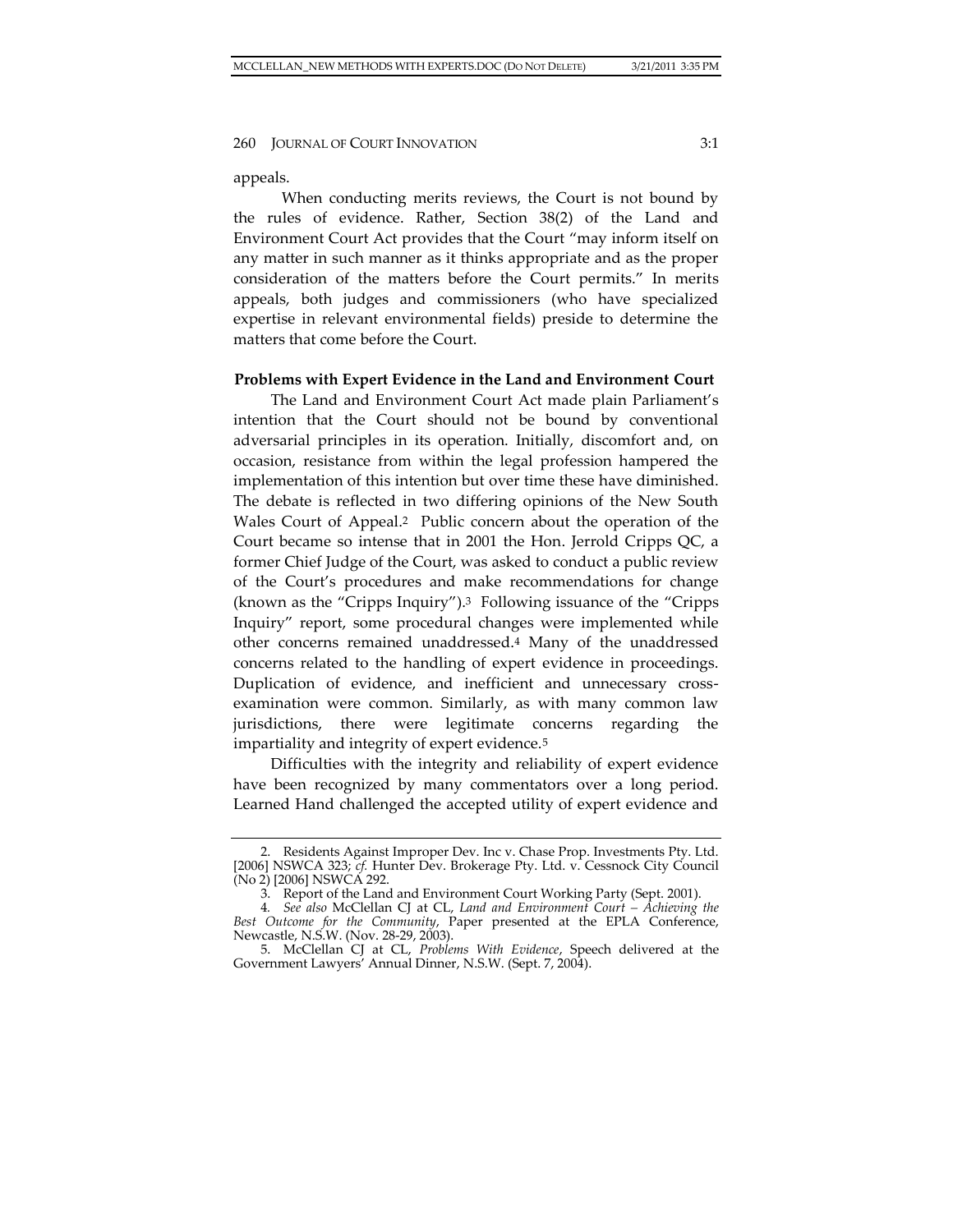appeals.

When conducting merits reviews, the Court is not bound by the rules of evidence. Rather, Section 38(2) of the Land and Environment Court Act provides that the Court "may inform itself on any matter in such manner as it thinks appropriate and as the proper consideration of the matters before the Court permits." In merits appeals, both judges and commissioners (who have specialized expertise in relevant environmental fields) preside to determine the matters that come before the Court.

**Problems with Expert Evidence in the Land and Environment Court**

The Land and Environment Court Act made plain Parliament's intention that the Court should not be bound by conventional adversarial principles in its operation. Initially, discomfort and, on occasion, resistance from within the legal profession hampered the implementation of this intention but over time these have diminished. The debate is reflected in two differing opinions of the New South Wales Court of Appeal.[2] Public concern about the operation of the Court became so intense that in 2001 the Hon. Jerrold Cripps QC, a former Chief Judge of the Court, was asked to conduct a public review of the Court's procedures and make recommendations for change (known as the "Cripps Inquiry").[3] Following issuance of the "Cripps Inquiry" report, some procedural changes were implemented while other concerns remained unaddressed.[4] Many of the unaddressed concerns related to the handling of expert evidence in proceedings. Duplication of evidence, and inefficient and unnecessary cross-examination were common. Similarly, as with many common law jurisdictions, there were legitimate concerns regarding the impartiality and integrity of expert evidence.[5]

Difficulties with the integrity and reliability of expert evidence have been recognized by many commentators over a long period. Learned Hand challenged the accepted utility of expert evidence and

---

2. Residents Against Improper Dev. Inc v. Chase Prop. Investments Pty. Ltd. [2006] NSWCA 323; *cf.* Hunter Dev. Brokerage Pty. Ltd. v. Cessnock City Council (No 2) [2006] NSWCA 292.

3. Report of the Land and Environment Court Working Party (Sept. 2001).

4. *See also* McClellan CJ at CL, *Land and Environment Court – Achieving the Best Outcome for the Community*, Paper presented at the EPLA Conference, Newcastle, N.S.W. (Nov. 28-29, 2003).

5. McClellan CJ at CL, *Problems With Evidence*, Speech delivered at the Government Lawyers' Annual Dinner, N.S.W. (Sept. 7, 2004).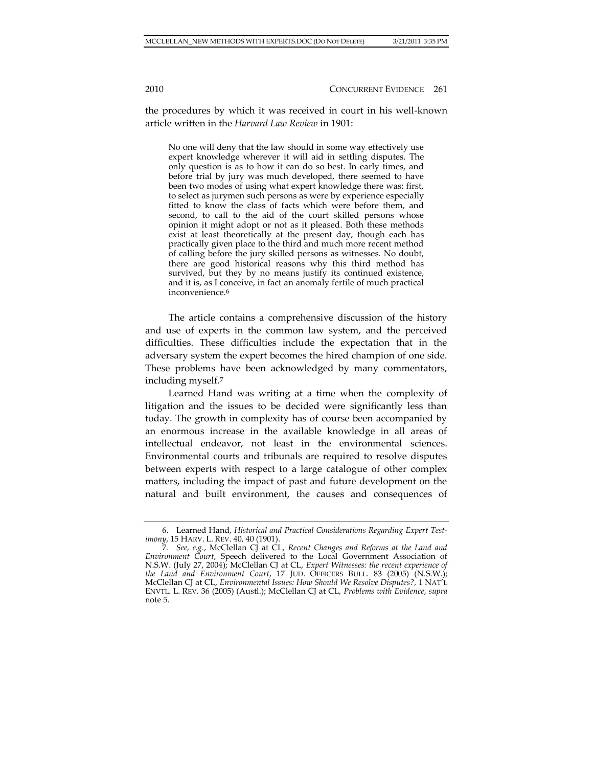the procedures by which it was received in court in his well-known article written in the *Harvard Law Review* in 1901:

> No one will deny that the law should in some way effectively use expert knowledge wherever it will aid in settling disputes. The only question is as to how it can do so best. In early times, and before trial by jury was much developed, there seemed to have been two modes of using what expert knowledge there was: first, to select as jurymen such persons as were by experience especially fitted to know the class of facts which were before them, and second, to call to the aid of the court skilled persons whose opinion it might adopt or not as it pleased. Both these methods exist at least theoretically at the present day, though each has practically given place to the third and much more recent method of calling before the jury skilled persons as witnesses. No doubt, there are good historical reasons why this third method has survived, but they by no means justify its continued existence, and it is, as I conceive, in fact an anomaly fertile of much practical inconvenience.[6]

The article contains a comprehensive discussion of the history and use of experts in the common law system, and the perceived difficulties. These difficulties include the expectation that in the adversary system the expert becomes the hired champion of one side. These problems have been acknowledged by many commentators, including myself.[7]

Learned Hand was writing at a time when the complexity of litigation and the issues to be decided were significantly less than today. The growth in complexity has of course been accompanied by an enormous increase in the available knowledge in all areas of intellectual endeavor, not least in the environmental sciences. Environmental courts and tribunals are required to resolve disputes between experts with respect to a large catalogue of other complex matters, including the impact of past and future development on the natural and built environment, the causes and consequences of

---

6. Learned Hand, *Historical and Practical Considerations Regarding Expert Testimony*, 15 HARV. L. REV. 40, 40 (1901).

7. *See, e.g.*, McClellan CJ at CL, *Recent Changes and Reforms at the Land and Environment Court*, Speech delivered to the Local Government Association of N.S.W. (July 27, 2004); McClellan CJ at CL, *Expert Witnesses: the recent experience of the Land and Environment Court*, 17 JUD. OFFICERS BULL. 83 (2005) (N.S.W.); McClellan CJ at CL, *Environmental Issues: How Should We Resolve Disputes?*, 1 NAT'L ENVTL. L. REV. 36 (2005) (Austl.); McClellan CJ at CL, *Problems with Evidence*, *supra* note 5.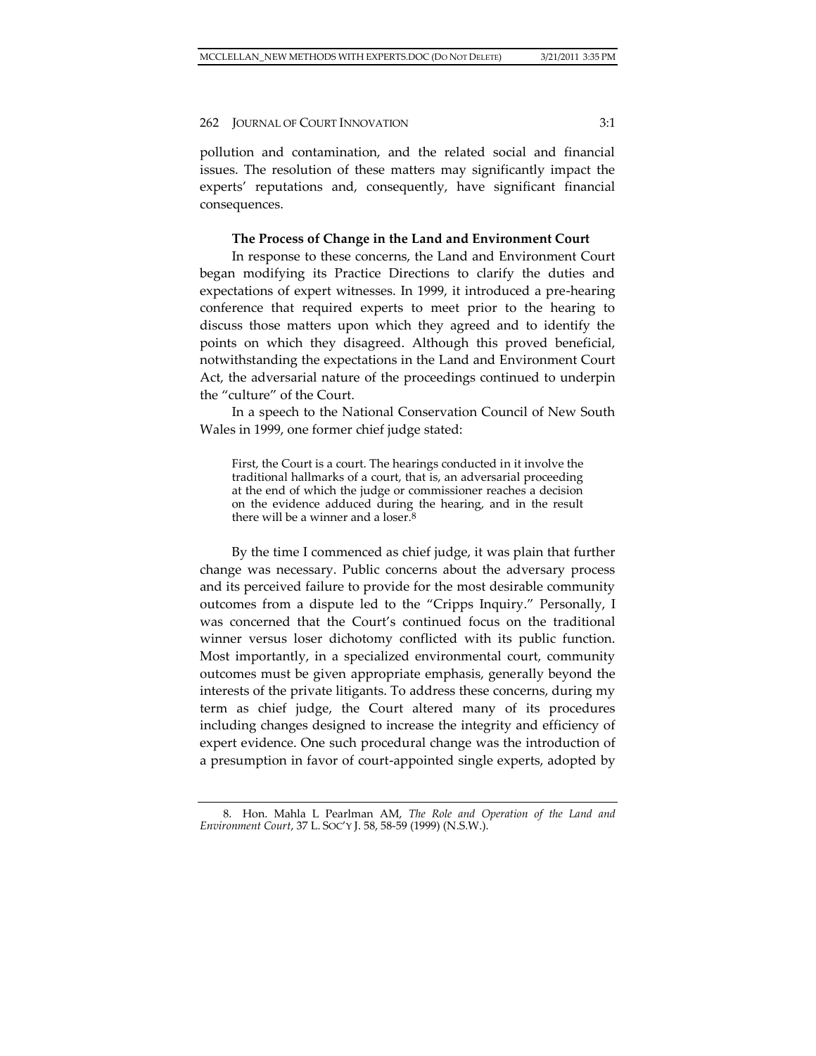pollution and contamination, and the related social and financial issues. The resolution of these matters may significantly impact the experts' reputations and, consequently, have significant financial consequences.

### The Process of Change in the Land and Environment Court

In response to these concerns, the Land and Environment Court began modifying its Practice Directions to clarify the duties and expectations of expert witnesses. In 1999, it introduced a pre-hearing conference that required experts to meet prior to the hearing to discuss those matters upon which they agreed and to identify the points on which they disagreed. Although this proved beneficial, notwithstanding the expectations in the Land and Environment Court Act, the adversarial nature of the proceedings continued to underpin the "culture" of the Court.

In a speech to the National Conservation Council of New South Wales in 1999, one former chief judge stated:

> First, the Court is a court. The hearings conducted in it involve the traditional hallmarks of a court, that is, an adversarial proceeding at the end of which the judge or commissioner reaches a decision on the evidence adduced during the hearing, and in the result there will be a winner and a loser.[8]

By the time I commenced as chief judge, it was plain that further change was necessary. Public concerns about the adversary process and its perceived failure to provide for the most desirable community outcomes from a dispute led to the "Cripps Inquiry." Personally, I was concerned that the Court's continued focus on the traditional winner versus loser dichotomy conflicted with its public function. Most importantly, in a specialized environmental court, community outcomes must be given appropriate emphasis, generally beyond the interests of the private litigants. To address these concerns, during my term as chief judge, the Court altered many of its procedures including changes designed to increase the integrity and efficiency of expert evidence. One such procedural change was the introduction of a presumption in favor of court-appointed single experts, adopted by

---

8. Hon. Mahla L Pearlman AM, *The Role and Operation of the Land and Environment Court*, 37 L. SOC'Y J. 58, 58-59 (1999) (N.S.W.).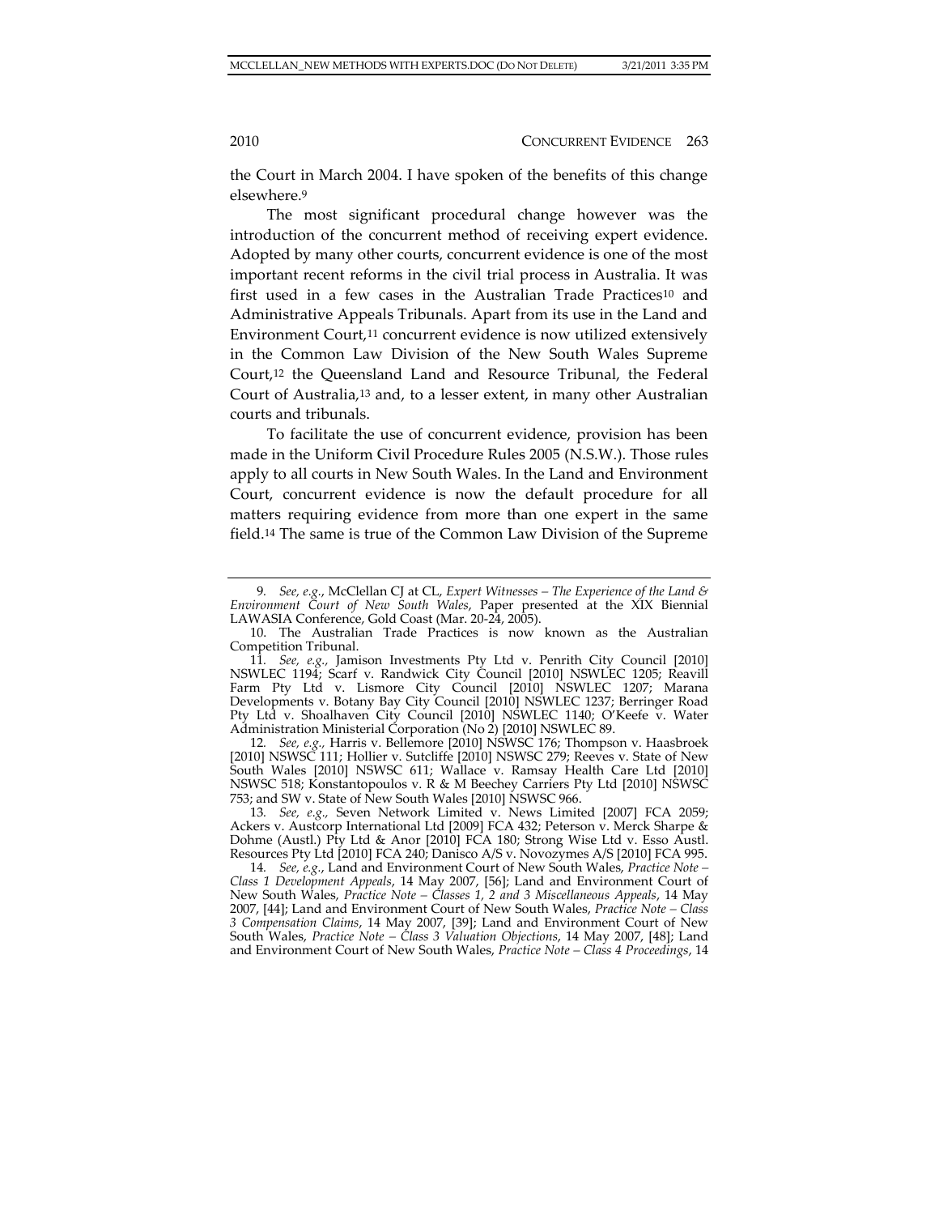the Court in March 2004. I have spoken of the benefits of this change elsewhere.[9]

The most significant procedural change however was the introduction of the concurrent method of receiving expert evidence. Adopted by many other courts, concurrent evidence is one of the most important recent reforms in the civil trial process in Australia. It was first used in a few cases in the Australian Trade Practices[10] and Administrative Appeals Tribunals. Apart from its use in the Land and Environment Court,[11] concurrent evidence is now utilized extensively in the Common Law Division of the New South Wales Supreme Court,[12] the Queensland Land and Resource Tribunal, the Federal Court of Australia,[13] and, to a lesser extent, in many other Australian courts and tribunals.

To facilitate the use of concurrent evidence, provision has been made in the Uniform Civil Procedure Rules 2005 (N.S.W.). Those rules apply to all courts in New South Wales. In the Land and Environment Court, concurrent evidence is now the default procedure for all matters requiring evidence from more than one expert in the same field.[14] The same is true of the Common Law Division of the Supreme

---

9. *See, e.g.*, McClellan CJ at CL, *Expert Witnesses – The Experience of the Land & Environment Court of New South Wales*, Paper presented at the XIX Biennial LAWASIA Conference, Gold Coast (Mar. 20-24, 2005).

10. The Australian Trade Practices is now known as the Australian Competition Tribunal.

11. *See, e.g.*, Jamison Investments Pty Ltd v. Penrith City Council [2010] NSWLEC 1194; Scarf v. Randwick City Council [2010] NSWLEC 1205; Reavill Farm Pty Ltd v. Lismore City Council [2010] NSWLEC 1207; Marana Developments v. Botany Bay City Council [2010] NSWLEC 1237; Berringer Road Pty Ltd v. Shoalhaven City Council [2010] NSWLEC 1140; O'Keefe v. Water Administration Ministerial Corporation (No 2) [2010] NSWLEC 89.

12. *See, e.g.*, Harris v. Bellemore [2010] NSWSC 176; Thompson v. Haasbroek [2010] NSWSC 111; Hollier v. Sutcliffe [2010] NSWSC 279; Reeves v. State of New South Wales [2010] NSWSC 611; Wallace v. Ramsay Health Care Ltd [2010] NSWSC 518; Konstantopoulos v. R & M Beechey Carriers Pty Ltd [2010] NSWSC 753; and SW v. State of New South Wales [2010] NSWSC 966.

13. *See, e.g.*, Seven Network Limited v. News Limited [2007] FCA 2059; Ackers v. Austcorp International Ltd [2009] FCA 432; Peterson v. Merck Sharpe & Dohme (Austl.) Pty Ltd & Anor [2010] FCA 180; Strong Wise Ltd v. Esso Austl. Resources Pty Ltd [2010] FCA 240; Danisco A/S v. Novozymes A/S [2010] FCA 995.

14. *See, e.g.*, Land and Environment Court of New South Wales, *Practice Note – Class 1 Development Appeals*, 14 May 2007, [56]; Land and Environment Court of New South Wales, *Practice Note – Classes 1, 2 and 3 Miscellaneous Appeals*, 14 May 2007, [44]; Land and Environment Court of New South Wales, *Practice Note – Class 3 Compensation Claims*, 14 May 2007, [39]; Land and Environment Court of New South Wales, *Practice Note – Class 3 Valuation Objections*, 14 May 2007, [48]; Land and Environment Court of New South Wales, *Practice Note – Class 4 Proceedings*, 14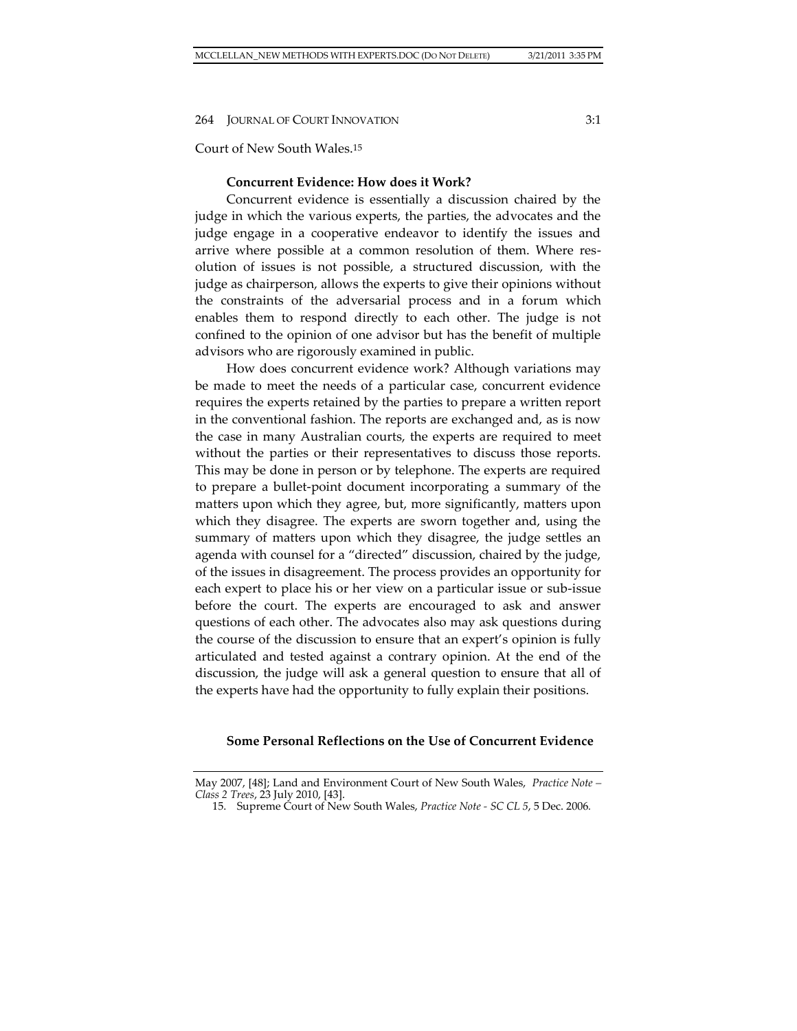Court of New South Wales.[15]

### Concurrent Evidence: How does it Work?

Concurrent evidence is essentially a discussion chaired by the judge in which the various experts, the parties, the advocates and the judge engage in a cooperative endeavor to identify the issues and arrive where possible at a common resolution of them. Where resolution of issues is not possible, a structured discussion, with the judge as chairperson, allows the experts to give their opinions without the constraints of the adversarial process and in a forum which enables them to respond directly to each other. The judge is not confined to the opinion of one advisor but has the benefit of multiple advisors who are rigorously examined in public.

How does concurrent evidence work? Although variations may be made to meet the needs of a particular case, concurrent evidence requires the experts retained by the parties to prepare a written report in the conventional fashion. The reports are exchanged and, as is now the case in many Australian courts, the experts are required to meet without the parties or their representatives to discuss those reports. This may be done in person or by telephone. The experts are required to prepare a bullet-point document incorporating a summary of the matters upon which they agree, but, more significantly, matters upon which they disagree. The experts are sworn together and, using the summary of matters upon which they disagree, the judge settles an agenda with counsel for a "directed" discussion, chaired by the judge, of the issues in disagreement. The process provides an opportunity for each expert to place his or her view on a particular issue or sub-issue before the court. The experts are encouraged to ask and answer questions of each other. The advocates also may ask questions during the course of the discussion to ensure that an expert's opinion is fully articulated and tested against a contrary opinion. At the end of the discussion, the judge will ask a general question to ensure that all of the experts have had the opportunity to fully explain their positions.

### Some Personal Reflections on the Use of Concurrent Evidence

---

May 2007, [48]; Land and Environment Court of New South Wales, *Practice Note – Class 2 Trees*, 23 July 2010, [43].

15. Supreme Court of New South Wales, *Practice Note - SC CL 5*, 5 Dec. 2006.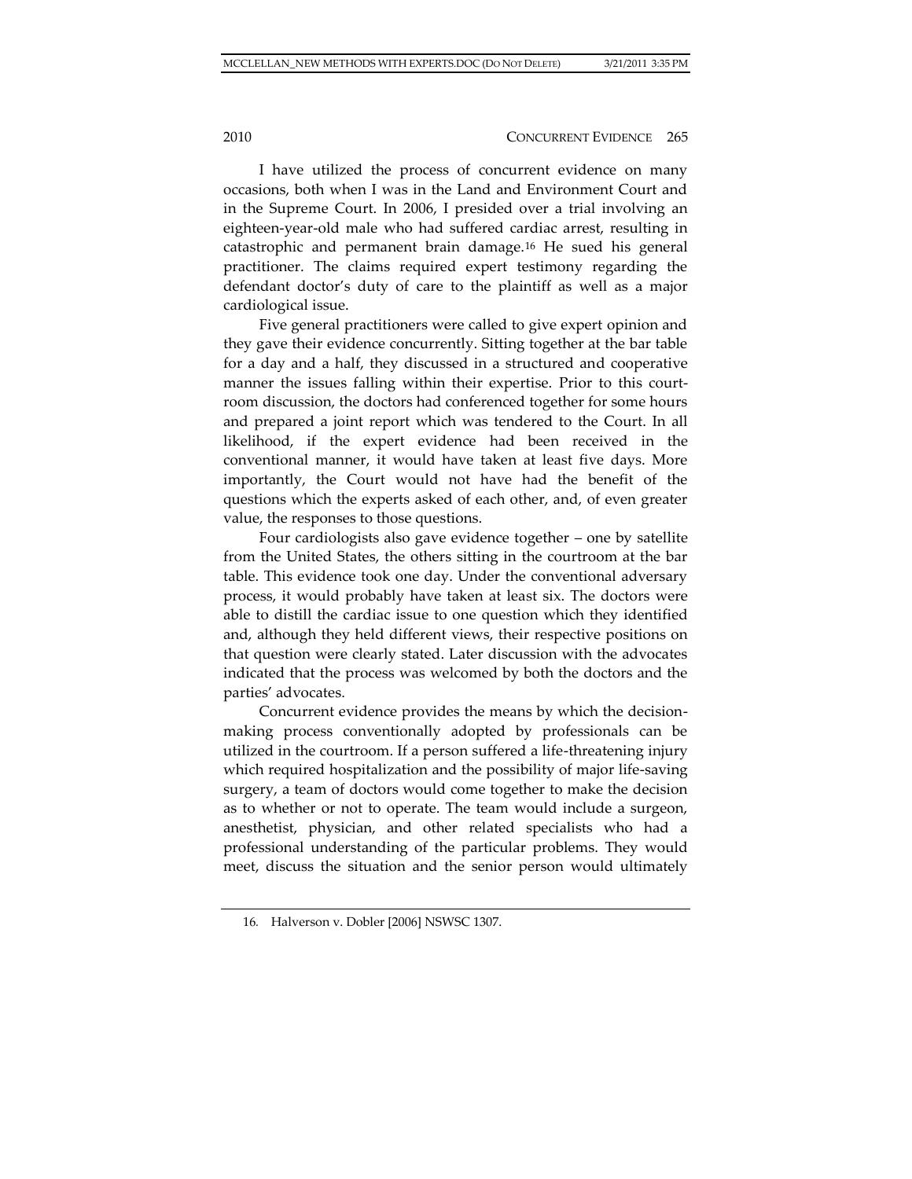I have utilized the process of concurrent evidence on many occasions, both when I was in the Land and Environment Court and in the Supreme Court. In 2006, I presided over a trial involving an eighteen-year-old male who had suffered cardiac arrest, resulting in catastrophic and permanent brain damage.[16] He sued his general practitioner. The claims required expert testimony regarding the defendant doctor's duty of care to the plaintiff as well as a major cardiological issue.

Five general practitioners were called to give expert opinion and they gave their evidence concurrently. Sitting together at the bar table for a day and a half, they discussed in a structured and cooperative manner the issues falling within their expertise. Prior to this courtroom discussion, the doctors had conferenced together for some hours and prepared a joint report which was tendered to the Court. In all likelihood, if the expert evidence had been received in the conventional manner, it would have taken at least five days. More importantly, the Court would not have had the benefit of the questions which the experts asked of each other, and, of even greater value, the responses to those questions.

Four cardiologists also gave evidence together – one by satellite from the United States, the others sitting in the courtroom at the bar table. This evidence took one day. Under the conventional adversary process, it would probably have taken at least six. The doctors were able to distill the cardiac issue to one question which they identified and, although they held different views, their respective positions on that question were clearly stated. Later discussion with the advocates indicated that the process was welcomed by both the doctors and the parties' advocates.

Concurrent evidence provides the means by which the decision-making process conventionally adopted by professionals can be utilized in the courtroom. If a person suffered a life-threatening injury which required hospitalization and the possibility of major life-saving surgery, a team of doctors would come together to make the decision as to whether or not to operate. The team would include a surgeon, anesthetist, physician, and other related specialists who had a professional understanding of the particular problems. They would meet, discuss the situation and the senior person would ultimately

16. Halverson v. Dobler [2006] NSWSC 1307.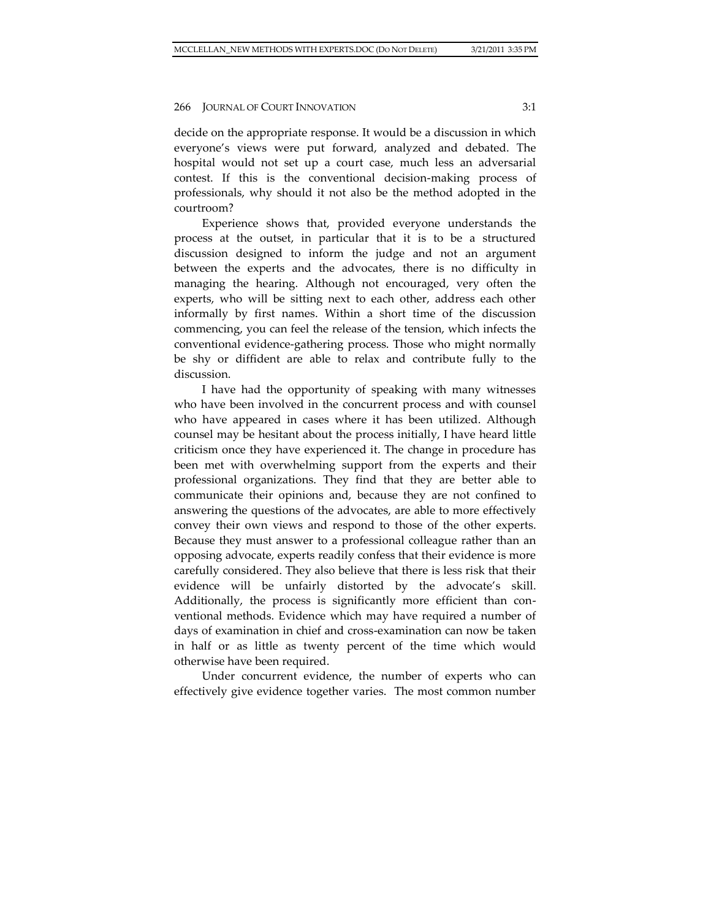decide on the appropriate response. It would be a discussion in which everyone's views were put forward, analyzed and debated. The hospital would not set up a court case, much less an adversarial contest. If this is the conventional decision-making process of professionals, why should it not also be the method adopted in the courtroom?

Experience shows that, provided everyone understands the process at the outset, in particular that it is to be a structured discussion designed to inform the judge and not an argument between the experts and the advocates, there is no difficulty in managing the hearing. Although not encouraged, very often the experts, who will be sitting next to each other, address each other informally by first names. Within a short time of the discussion commencing, you can feel the release of the tension, which infects the conventional evidence-gathering process. Those who might normally be shy or diffident are able to relax and contribute fully to the discussion.

I have had the opportunity of speaking with many witnesses who have been involved in the concurrent process and with counsel who have appeared in cases where it has been utilized. Although counsel may be hesitant about the process initially, I have heard little criticism once they have experienced it. The change in procedure has been met with overwhelming support from the experts and their professional organizations. They find that they are better able to communicate their opinions and, because they are not confined to answering the questions of the advocates, are able to more effectively convey their own views and respond to those of the other experts. Because they must answer to a professional colleague rather than an opposing advocate, experts readily confess that their evidence is more carefully considered. They also believe that there is less risk that their evidence will be unfairly distorted by the advocate's skill. Additionally, the process is significantly more efficient than conventional methods. Evidence which may have required a number of days of examination in chief and cross-examination can now be taken in half or as little as twenty percent of the time which would otherwise have been required.

Under concurrent evidence, the number of experts who can effectively give evidence together varies. The most common number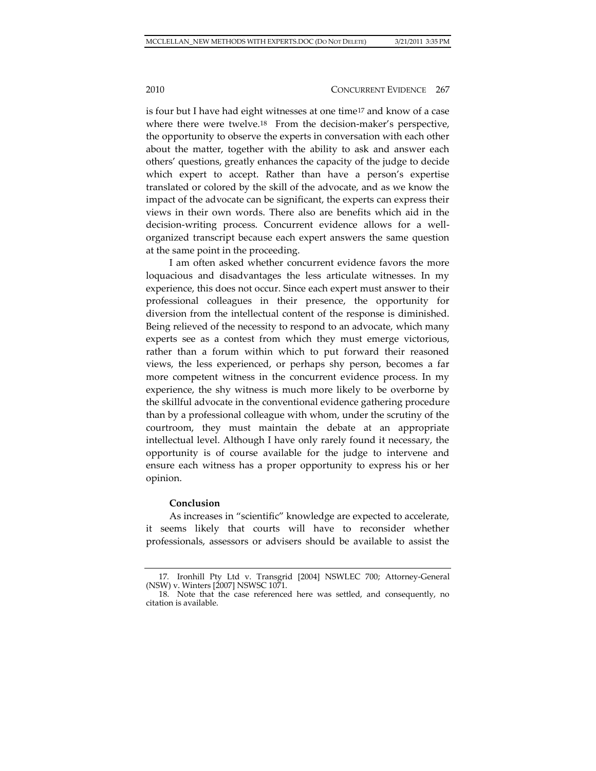is four but I have had eight witnesses at one time[17] and know of a case where there were twelve.[18] From the decision-maker's perspective, the opportunity to observe the experts in conversation with each other about the matter, together with the ability to ask and answer each others' questions, greatly enhances the capacity of the judge to decide which expert to accept. Rather than have a person's expertise translated or colored by the skill of the advocate, and as we know the impact of the advocate can be significant, the experts can express their views in their own words. There also are benefits which aid in the decision-writing process. Concurrent evidence allows for a well-organized transcript because each expert answers the same question at the same point in the proceeding.

I am often asked whether concurrent evidence favors the more loquacious and disadvantages the less articulate witnesses. In my experience, this does not occur. Since each expert must answer to their professional colleagues in their presence, the opportunity for diversion from the intellectual content of the response is diminished. Being relieved of the necessity to respond to an advocate, which many experts see as a contest from which they must emerge victorious, rather than a forum within which to put forward their reasoned views, the less experienced, or perhaps shy person, becomes a far more competent witness in the concurrent evidence process. In my experience, the shy witness is much more likely to be overborne by the skillful advocate in the conventional evidence gathering procedure than by a professional colleague with whom, under the scrutiny of the courtroom, they must maintain the debate at an appropriate intellectual level. Although I have only rarely found it necessary, the opportunity is of course available for the judge to intervene and ensure each witness has a proper opportunity to express his or her opinion.

**Conclusion**

As increases in "scientific" knowledge are expected to accelerate, it seems likely that courts will have to reconsider whether professionals, assessors or advisers should be available to assist the

---

17. Ironhill Pty Ltd v. Transgrid [2004] NSWLEC 700; Attorney-General (NSW) v. Winters [2007] NSWSC 1071.

18. Note that the case referenced here was settled, and consequently, no citation is available.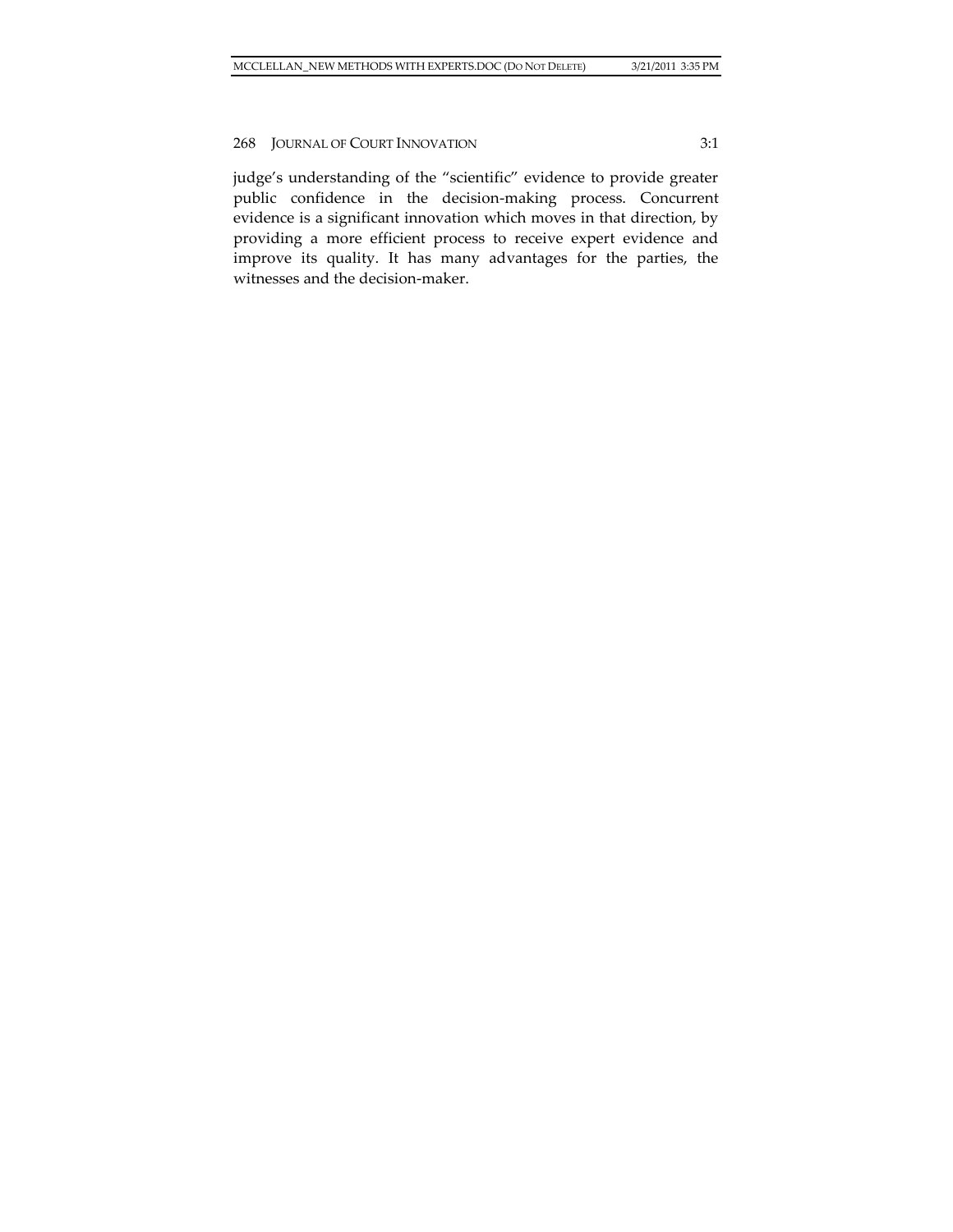judge's understanding of the "scientific" evidence to provide greater public confidence in the decision-making process. Concurrent evidence is a significant innovation which moves in that direction, by providing a more efficient process to receive expert evidence and improve its quality. It has many advantages for the parties, the witnesses and the decision-maker.